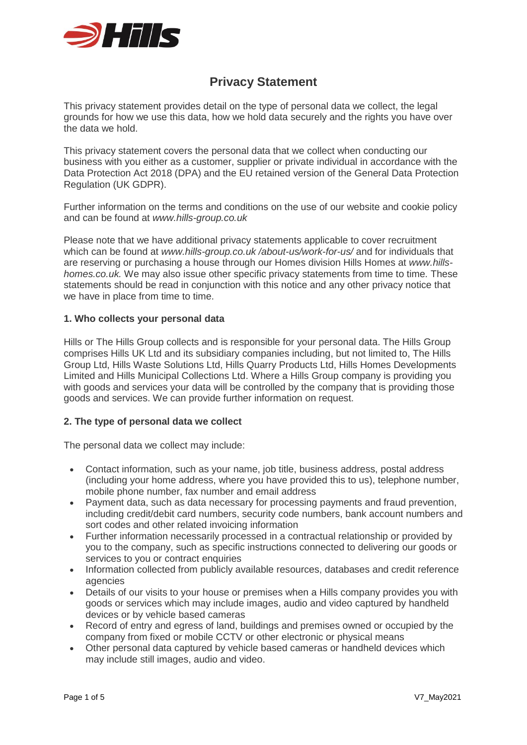# Privacy Statement

This privacy statement provides detail on the type of personal data we collect, the legal grounds for how we use this data, how we hold data securely and the rights you have over the data we hold.

This privacy statement covers the personal data that we collect when conducting our business with you either as a customer, supplier or private individual in accordance with the Data Protection Act 2018 (DPA) and the EU retained version of the General Data Protection Regulation (UK GDPR).

Further information on the terms and conditions on the use of our website and cookie policy and can be found at *www.hills-group.co.uk*

Please note that we have additional privacy statements applicable to cover recruitment which can be found at *www.hills-group.co.uk /about-us/work-for-us/* and for individuals that are reserving or purchasing a house through our Homes division Hills Homes at *www.hills-homes.co.uk.* We may also issue other specific privacy statements from time to time. These statements should be read in conjunction with this notice and any other privacy notice that we have in place from time to time.

## 1. Who collects your personal data

Hills or The Hills Group collects and is responsible for your personal data. The Hills Group comprises Hills UK Ltd and its subsidiary companies including, but not limited to, The Hills Group Ltd, Hills Waste Solutions Ltd, Hills Quarry Products Ltd, Hills Homes Developments Limited and Hills Municipal Collections Ltd. Where a Hills Group company is providing you with goods and services your data will be controlled by the company that is providing those goods and services. We can provide further information on request.

## 2. The type of personal data we collect

The personal data we collect may include:

- Contact information, such as your name, job title, business address, postal address (including your home address, where you have provided this to us), telephone number, mobile phone number, fax number and email address
- Payment data, such as data necessary for processing payments and fraud prevention, including credit/debit card numbers, security code numbers, bank account numbers and sort codes and other related invoicing information
- Further information necessarily processed in a contractual relationship or provided by you to the company, such as specific instructions connected to delivering our goods or services to you or contract enquiries
- Information collected from publicly available resources, databases and credit reference agencies
- Details of our visits to your house or premises when a Hills company provides you with goods or services which may include images, audio and video captured by handheld devices or by vehicle based cameras
- Record of entry and egress of land, buildings and premises owned or occupied by the company from fixed or mobile CCTV or other electronic or physical means
- Other personal data captured by vehicle based cameras or handheld devices which may include still images, audio and video.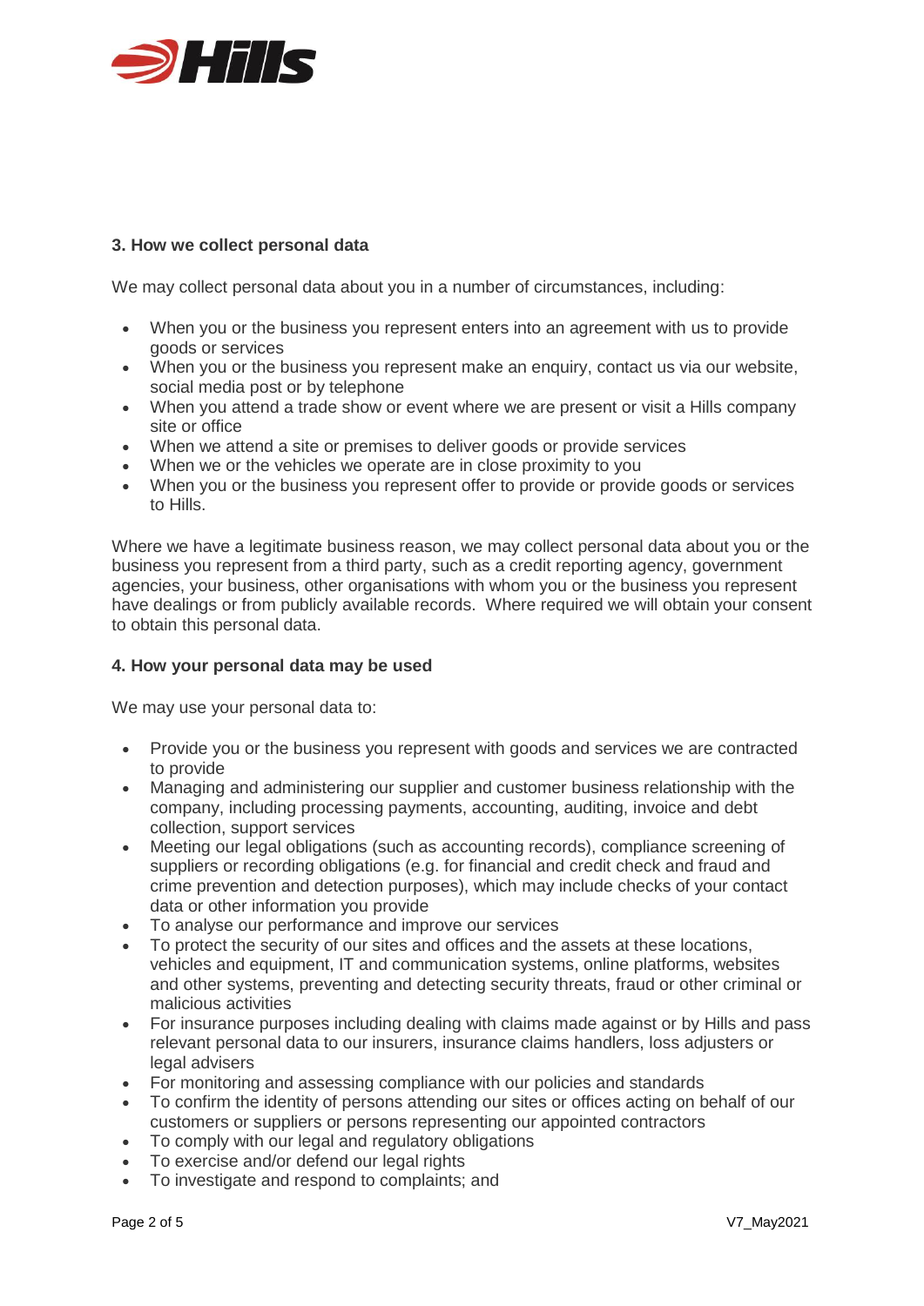### 3. How we collect personal data

We may collect personal data about you in a number of circumstances, including:

- When you or the business you represent enters into an agreement with us to provide goods or services
- When you or the business you represent make an enquiry, contact us via our website, social media post or by telephone
- When you attend a trade show or event where we are present or visit a Hills company site or office
- When we attend a site or premises to deliver goods or provide services
- When we or the vehicles we operate are in close proximity to you
- When you or the business you represent offer to provide or provide goods or services to Hills.

Where we have a legitimate business reason, we may collect personal data about you or the business you represent from a third party, such as a credit reporting agency, government agencies, your business, other organisations with whom you or the business you represent have dealings or from publicly available records. Where required we will obtain your consent to obtain this personal data.

### 4. How your personal data may be used

We may use your personal data to:

- Provide you or the business you represent with goods and services we are contracted to provide
- Managing and administering our supplier and customer business relationship with the company, including processing payments, accounting, auditing, invoice and debt collection, support services
- Meeting our legal obligations (such as accounting records), compliance screening of suppliers or recording obligations (e.g. for financial and credit check and fraud and crime prevention and detection purposes), which may include checks of your contact data or other information you provide
- To analyse our performance and improve our services
- To protect the security of our sites and offices and the assets at these locations, vehicles and equipment, IT and communication systems, online platforms, websites and other systems, preventing and detecting security threats, fraud or other criminal or malicious activities
- For insurance purposes including dealing with claims made against or by Hills and pass relevant personal data to our insurers, insurance claims handlers, loss adjusters or legal advisers
- For monitoring and assessing compliance with our policies and standards
- To confirm the identity of persons attending our sites or offices acting on behalf of our customers or suppliers or persons representing our appointed contractors
- To comply with our legal and regulatory obligations
- To exercise and/or defend our legal rights
- To investigate and respond to complaints; and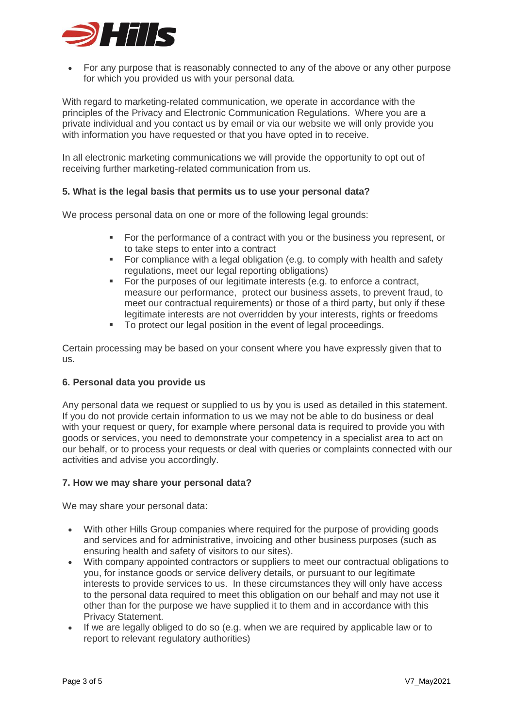- For any purpose that is reasonably connected to any of the above or any other purpose for which you provided us with your personal data.

With regard to marketing-related communication, we operate in accordance with the principles of the Privacy and Electronic Communication Regulations. Where you are a private individual and you contact us by email or via our website we will only provide you with information you have requested or that you have opted in to receive.

In all electronic marketing communications we will provide the opportunity to opt out of receiving further marketing-related communication from us.

### 5. What is the legal basis that permits us to use your personal data?

We process personal data on one or more of the following legal grounds:

- For the performance of a contract with you or the business you represent, or to take steps to enter into a contract
- For compliance with a legal obligation (e.g. to comply with health and safety regulations, meet our legal reporting obligations)
- For the purposes of our legitimate interests (e.g. to enforce a contract, measure our performance, protect our business assets, to prevent fraud, to meet our contractual requirements) or those of a third party, but only if these legitimate interests are not overridden by your interests, rights or freedoms
- To protect our legal position in the event of legal proceedings.

Certain processing may be based on your consent where you have expressly given that to us.

### 6. Personal data you provide us

Any personal data we request or supplied to us by you is used as detailed in this statement. If you do not provide certain information to us we may not be able to do business or deal with your request or query, for example where personal data is required to provide you with goods or services, you need to demonstrate your competency in a specialist area to act on our behalf, or to process your requests or deal with queries or complaints connected with our activities and advise you accordingly.

### 7. How we may share your personal data?

We may share your personal data:

- With other Hills Group companies where required for the purpose of providing goods and services and for administrative, invoicing and other business purposes (such as ensuring health and safety of visitors to our sites).
- With company appointed contractors or suppliers to meet our contractual obligations to you, for instance goods or service delivery details, or pursuant to our legitimate interests to provide services to us. In these circumstances they will only have access to the personal data required to meet this obligation on our behalf and may not use it other than for the purpose we have supplied it to them and in accordance with this Privacy Statement.
- If we are legally obliged to do so (e.g. when we are required by applicable law or to report to relevant regulatory authorities)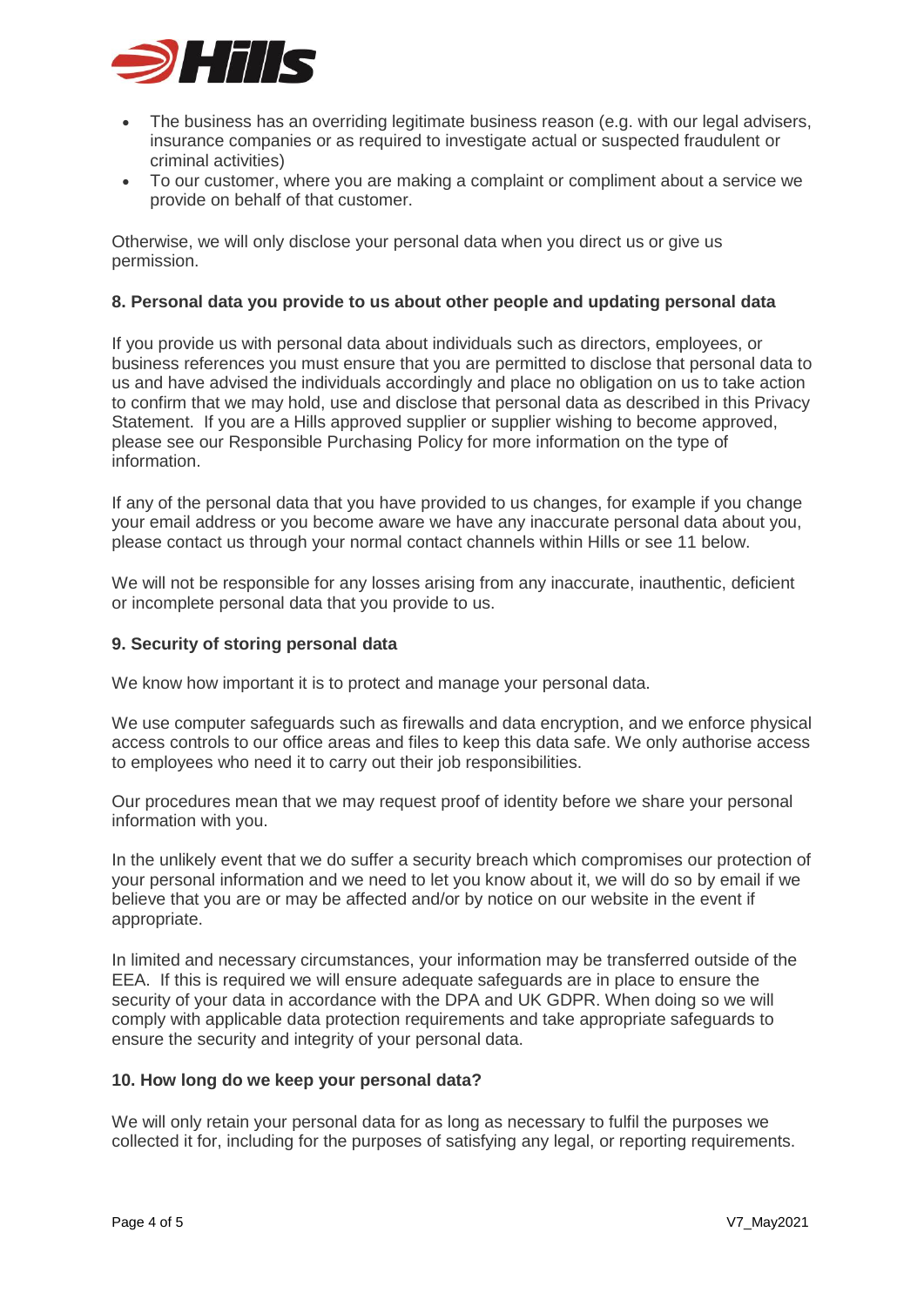- The business has an overriding legitimate business reason (e.g. with our legal advisers, insurance companies or as required to investigate actual or suspected fraudulent or criminal activities)
- To our customer, where you are making a complaint or compliment about a service we provide on behalf of that customer.

Otherwise, we will only disclose your personal data when you direct us or give us permission.

**8. Personal data you provide to us about other people and updating personal data**

If you provide us with personal data about individuals such as directors, employees, or business references you must ensure that you are permitted to disclose that personal data to us and have advised the individuals accordingly and place no obligation on us to take action to confirm that we may hold, use and disclose that personal data as described in this Privacy Statement. If you are a Hills approved supplier or supplier wishing to become approved, please see our Responsible Purchasing Policy for more information on the type of information.

If any of the personal data that you have provided to us changes, for example if you change your email address or you become aware we have any inaccurate personal data about you, please contact us through your normal contact channels within Hills or see 11 below.

We will not be responsible for any losses arising from any inaccurate, inauthentic, deficient or incomplete personal data that you provide to us.

**9. Security of storing personal data**

We know how important it is to protect and manage your personal data.

We use computer safeguards such as firewalls and data encryption, and we enforce physical access controls to our office areas and files to keep this data safe. We only authorise access to employees who need it to carry out their job responsibilities.

Our procedures mean that we may request proof of identity before we share your personal information with you.

In the unlikely event that we do suffer a security breach which compromises our protection of your personal information and we need to let you know about it, we will do so by email if we believe that you are or may be affected and/or by notice on our website in the event if appropriate.

In limited and necessary circumstances, your information may be transferred outside of the EEA. If this is required we will ensure adequate safeguards are in place to ensure the security of your data in accordance with the DPA and UK GDPR. When doing so we will comply with applicable data protection requirements and take appropriate safeguards to ensure the security and integrity of your personal data.

**10. How long do we keep your personal data?**

We will only retain your personal data for as long as necessary to fulfil the purposes we collected it for, including for the purposes of satisfying any legal, or reporting requirements.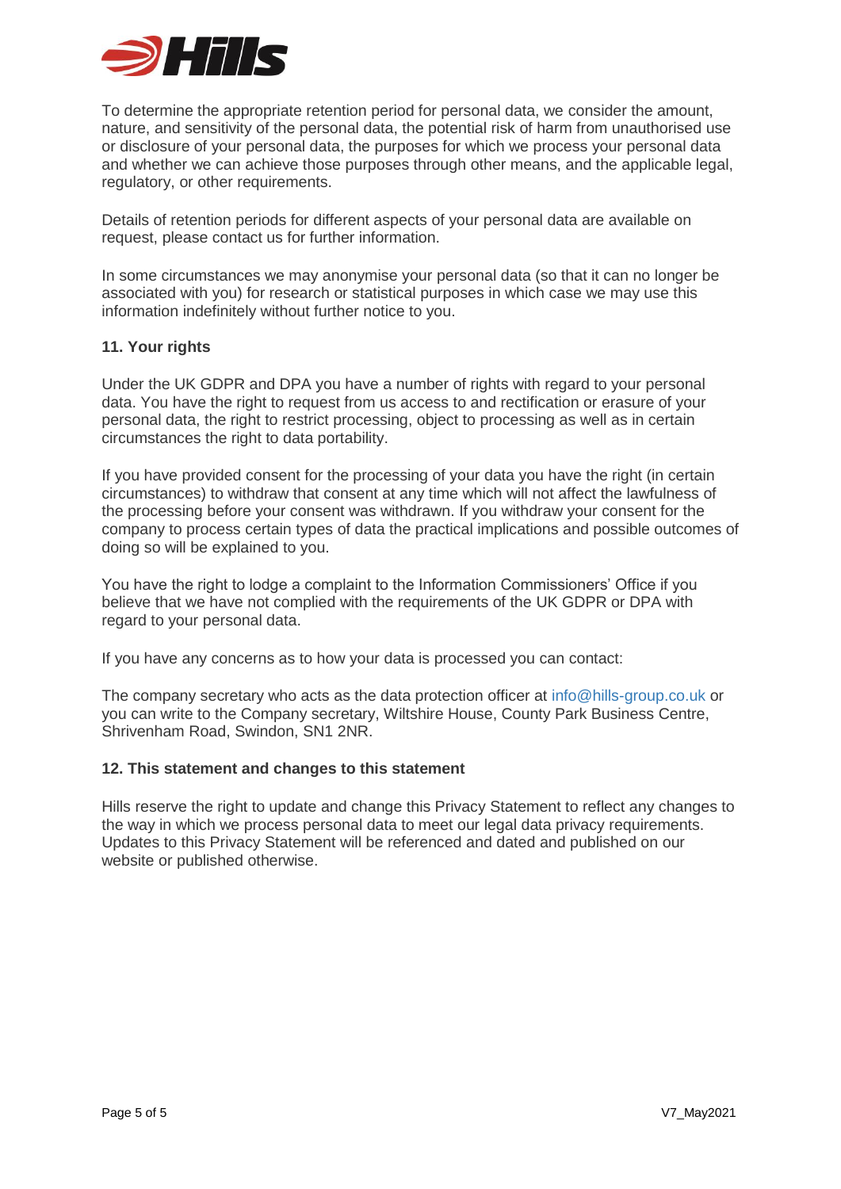To determine the appropriate retention period for personal data, we consider the amount, nature, and sensitivity of the personal data, the potential risk of harm from unauthorised use or disclosure of your personal data, the purposes for which we process your personal data and whether we can achieve those purposes through other means, and the applicable legal, regulatory, or other requirements.

Details of retention periods for different aspects of your personal data are available on request, please contact us for further information.

In some circumstances we may anonymise your personal data (so that it can no longer be associated with you) for research or statistical purposes in which case we may use this information indefinitely without further notice to you.

## 11. Your rights

Under the UK GDPR and DPA you have a number of rights with regard to your personal data. You have the right to request from us access to and rectification or erasure of your personal data, the right to restrict processing, object to processing as well as in certain circumstances the right to data portability.

If you have provided consent for the processing of your data you have the right (in certain circumstances) to withdraw that consent at any time which will not affect the lawfulness of the processing before your consent was withdrawn. If you withdraw your consent for the company to process certain types of data the practical implications and possible outcomes of doing so will be explained to you.

You have the right to lodge a complaint to the Information Commissioners' Office if you believe that we have not complied with the requirements of the UK GDPR or DPA with regard to your personal data.

If you have any concerns as to how your data is processed you can contact:

The company secretary who acts as the data protection officer at info@hills-group.co.uk or you can write to the Company secretary, Wiltshire House, County Park Business Centre, Shrivenham Road, Swindon, SN1 2NR.

## 12. This statement and changes to this statement

Hills reserve the right to update and change this Privacy Statement to reflect any changes to the way in which we process personal data to meet our legal data privacy requirements. Updates to this Privacy Statement will be referenced and dated and published on our website or published otherwise.

V7_May2021